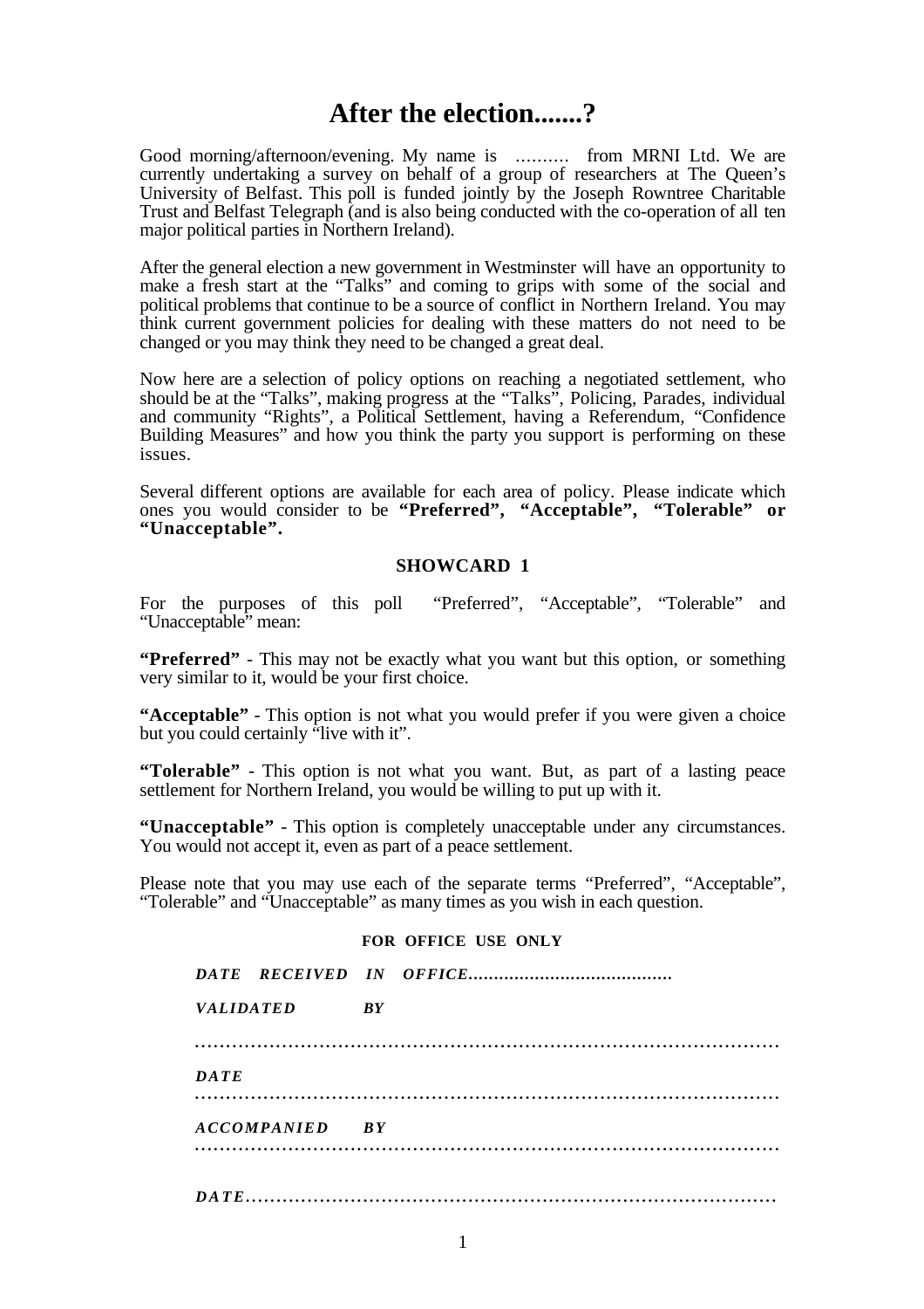# After the election.......?

Good morning/afternoon/evening. My name is .......... from MRNI Ltd. We are currently undertaking a survey on behalf of a group of researchers at The Queen's University of Belfast. This poll is funded jointly by the Joseph Rowntree Charitable Trust and Belfast Telegraph (and is also being conducted with the co-operation of all ten major political parties in Northern Ireland).

After the general election a new government in Westminster will have an opportunity to make a fresh start at the "Talks" and coming to grips with some of the social and political problems that continue to be a source of conflict in Northern Ireland. You may think current government policies for dealing with these matters do not need to be changed or you may think they need to be changed a great deal.

Now here are a selection of policy options on reaching a negotiated settlement, who should be at the "Talks", making progress at the "Talks", Policing, Parades, individual and community "Rights", a Political Settlement, having a Referendum, "Confidence Building Measures" and how you think the party you support is performing on these issues.

Several different options are available for each area of policy. Please indicate which ones you would consider to be **"Preferred", "Acceptable", "Tolerable" or "Unacceptable".**

**SHOWCARD 1**

For the purposes of this poll "Preferred", "Acceptable", "Tolerable" and "Unacceptable" mean:

**"Preferred"** - This may not be exactly what you want but this option, or something very similar to it, would be your first choice.

**"Acceptable"** - This option is not what you would prefer if you were given a choice but you could certainly "live with it".

**"Tolerable"** - This option is not what you want. But, as part of a lasting peace settlement for Northern Ireland, you would be willing to put up with it.

**"Unacceptable"** - This option is completely unacceptable under any circumstances. You would not accept it, even as part of a peace settlement.

Please note that you may use each of the separate terms "Preferred", "Acceptable", "Tolerable" and "Unacceptable" as many times as you wish in each question.

**FOR OFFICE USE ONLY**

***DATE RECEIVED IN OFFICE....................................***

***VALIDATED BY***

***................................................................................................***

***DATE***

***................................................................................................***

***ACCOMPANIED BY***

***................................................................................................***

***DATE.......................................................................................***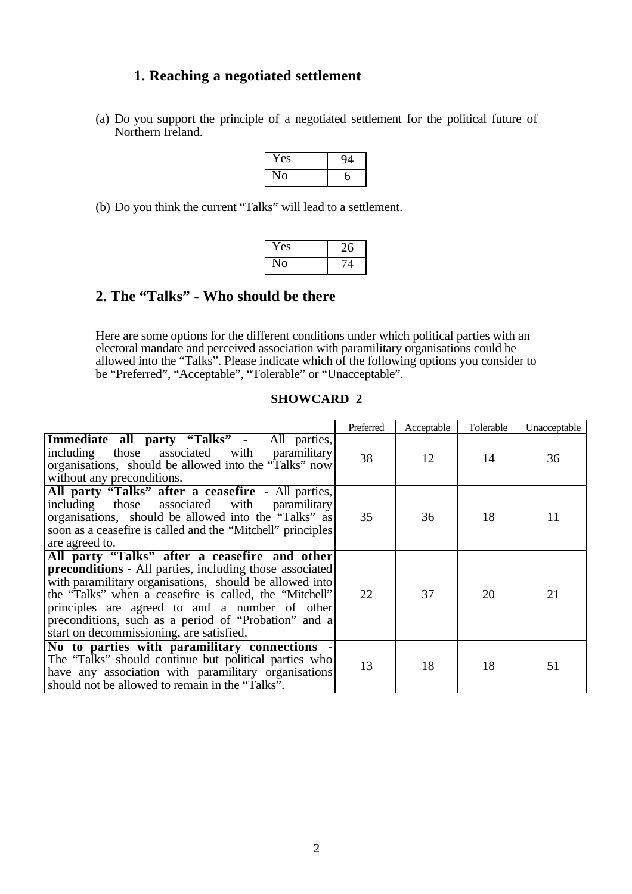## 1. Reaching a negotiated settlement

(a) Do you support the principle of a negotiated settlement for the political future of Northern Ireland.

| | |
|---|---|
| Yes | 94 |
| No | 6 |

(b) Do you think the current "Talks" will lead to a settlement.

| | |
|---|---|
| Yes | 26 |
| No | 74 |

## 2. The "Talks" - Who should be there

Here are some options for the different conditions under which political parties with an electoral mandate and perceived association with paramilitary organisations could be allowed into the "Talks". Please indicate which of the following options you consider to be "Preferred", "Acceptable", "Tolerable" or "Unacceptable".

**SHOWCARD 2**

| | Preferred | Acceptable | Tolerable | Unacceptable |
|---|---|---|---|---|
| **Immediate all party "Talks" -** All parties, including those associated with paramilitary organisations, should be allowed into the "Talks" now without any preconditions. | 38 | 12 | 14 | 36 |
| **All party "Talks" after a ceasefire -** All parties, including those associated with paramilitary organisations, should be allowed into the "Talks" as soon as a ceasefire is called and the "Mitchell" principles are agreed to. | 35 | 36 | 18 | 11 |
| **All party "Talks" after a ceasefire and other preconditions -** All parties, including those associated with paramilitary organisations, should be allowed into the "Talks" when a ceasefire is called, the "Mitchell" principles are agreed to and a number of other preconditions, such as a period of "Probation" and a start on decommissioning, are satisfied. | 22 | 37 | 20 | 21 |
| **No to parties with paramilitary connections -** The "Talks" should continue but political parties who have any association with paramilitary organisations should not be allowed to remain in the "Talks". | 13 | 18 | 18 | 51 |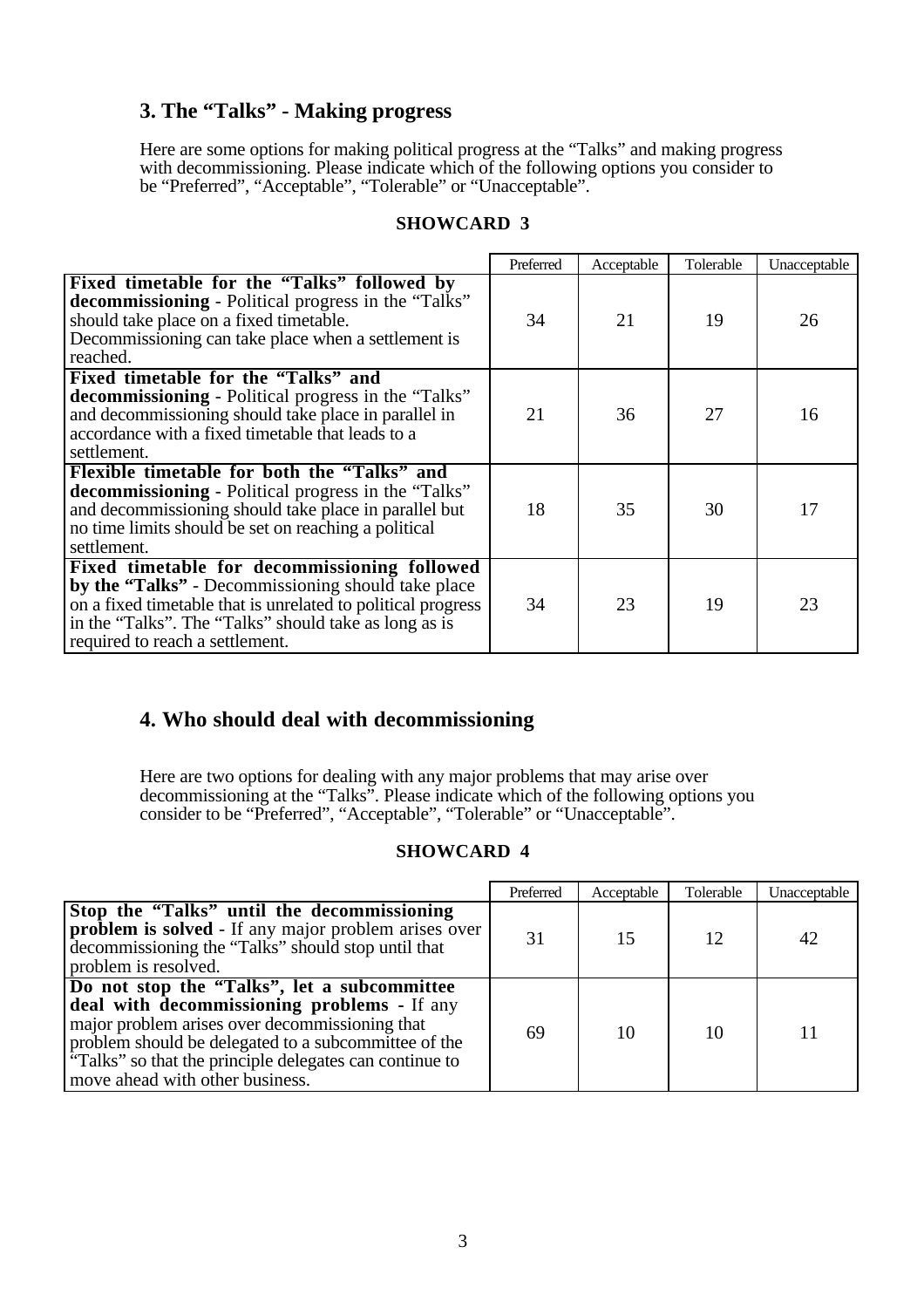## 3. The "Talks" - Making progress

Here are some options for making political progress at the "Talks" and making progress with decommissioning. Please indicate which of the following options you consider to be "Preferred", "Acceptable", "Tolerable" or "Unacceptable".

**SHOWCARD 3**

| | Preferred | Acceptable | Tolerable | Unacceptable |
|---|---|---|---|---|
| **Fixed timetable for the "Talks" followed by decommissioning** - Political progress in the "Talks" should take place on a fixed timetable. Decommissioning can take place when a settlement is reached. | 34 | 21 | 19 | 26 |
| **Fixed timetable for the "Talks" and decommissioning** - Political progress in the "Talks" and decommissioning should take place in parallel in accordance with a fixed timetable that leads to a settlement. | 21 | 36 | 27 | 16 |
| **Flexible timetable for both the "Talks" and decommissioning** - Political progress in the "Talks" and decommissioning should take place in parallel but no time limits should be set on reaching a political settlement. | 18 | 35 | 30 | 17 |
| **Fixed timetable for decommissioning followed by the "Talks"** - Decommissioning should take place on a fixed timetable that is unrelated to political progress in the "Talks". The "Talks" should take as long as is required to reach a settlement. | 34 | 23 | 19 | 23 |

## 4. Who should deal with decommissioning

Here are two options for dealing with any major problems that may arise over decommissioning at the "Talks". Please indicate which of the following options you consider to be "Preferred", "Acceptable", "Tolerable" or "Unacceptable".

**SHOWCARD 4**

| | Preferred | Acceptable | Tolerable | Unacceptable |
|---|---|---|---|---|
| **Stop the "Talks" until the decommissioning problem is solved** - If any major problem arises over decommissioning the "Talks" should stop until that problem is resolved. | 31 | 15 | 12 | 42 |
| **Do not stop the "Talks", let a subcommittee deal with decommissioning problems** - If any major problem arises over decommissioning that problem should be delegated to a subcommittee of the "Talks" so that the principle delegates can continue to move ahead with other business. | 69 | 10 | 10 | 11 |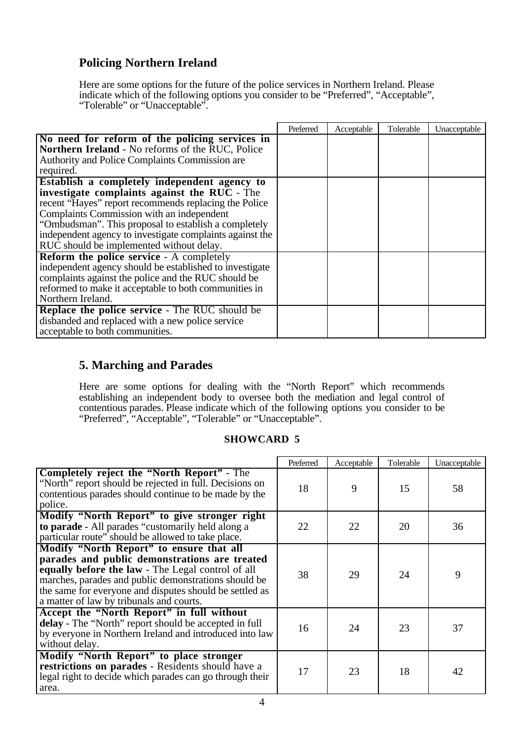## Policing Northern Ireland

Here are some options for the future of the police services in Northern Ireland. Please indicate which of the following options you consider to be "Preferred", "Acceptable", "Tolerable" or "Unacceptable".

| | Preferred | Acceptable | Tolerable | Unacceptable |
|---|---|---|---|---|
| **No need for reform of the policing services in Northern Ireland** - No reforms of the RUC, Police Authority and Police Complaints Commission are required. | | | | |
| **Establish a completely independent agency to investigate complaints against the RUC** - The recent "Hayes" report recommends replacing the Police Complaints Commission with an independent "Ombudsman". This proposal to establish a completely independent agency to investigate complaints against the RUC should be implemented without delay. | | | | |
| **Reform the police service** - A completely independent agency should be established to investigate complaints against the police and the RUC should be reformed to make it acceptable to both communities in Northern Ireland. | | | | |
| **Replace the police service** - The RUC should be disbanded and replaced with a new police service acceptable to both communities. | | | | |

## 5. Marching and Parades

Here are some options for dealing with the "North Report" which recommends establishing an independent body to oversee both the mediation and legal control of contentious parades. Please indicate which of the following options you consider to be "Preferred", "Acceptable", "Tolerable" or "Unacceptable".

**SHOWCARD 5**

| | Preferred | Acceptable | Tolerable | Unacceptable |
|---|---|---|---|---|
| **Completely reject the "North Report"** - The "North" report should be rejected in full. Decisions on contentious parades should continue to be made by the police. | 18 | 9 | 15 | 58 |
| **Modify "North Report" to give stronger right to parade** - All parades "customarily held along a particular route" should be allowed to take place. | 22 | 22 | 20 | 36 |
| **Modify "North Report" to ensure that all parades and public demonstrations are treated equally before the law** - The Legal control of all marches, parades and public demonstrations should be the same for everyone and disputes should be settled as a matter of law by tribunals and courts. | 38 | 29 | 24 | 9 |
| **Accept the "North Report" in full without delay** - The "North" report should be accepted in full by everyone in Northern Ireland and introduced into law without delay. | 16 | 24 | 23 | 37 |
| **Modify "North Report" to place stronger restrictions on parades** - Residents should have a legal right to decide which parades can go through their area. | 17 | 23 | 18 | 42 |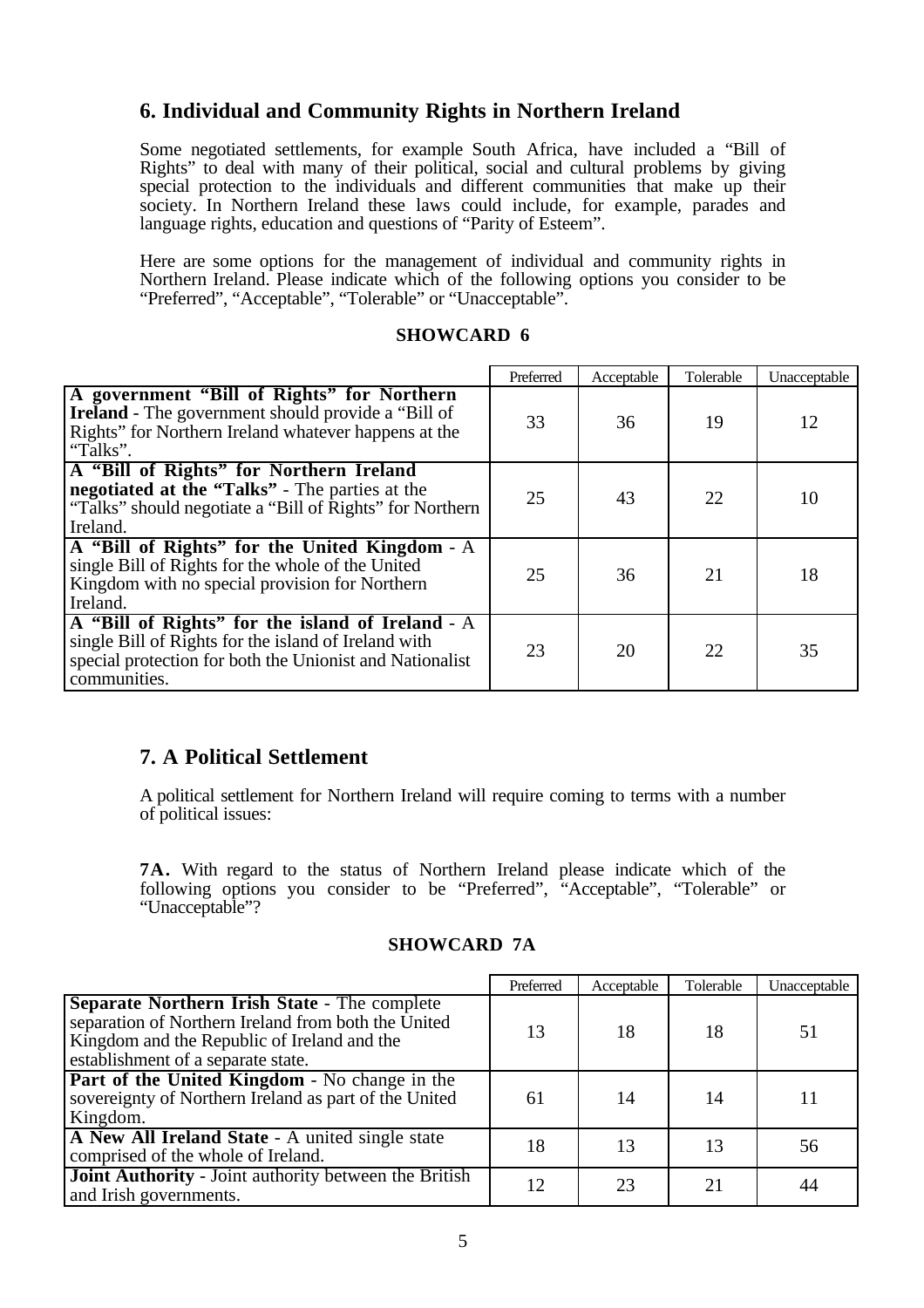## 6. Individual and Community Rights in Northern Ireland

Some negotiated settlements, for example South Africa, have included a "Bill of Rights" to deal with many of their political, social and cultural problems by giving special protection to the individuals and different communities that make up their society. In Northern Ireland these laws could include, for example, parades and language rights, education and questions of "Parity of Esteem".

Here are some options for the management of individual and community rights in Northern Ireland. Please indicate which of the following options you consider to be "Preferred", "Acceptable", "Tolerable" or "Unacceptable".

**SHOWCARD 6**

| | Preferred | Acceptable | Tolerable | Unacceptable |
|---|---|---|---|---|
| **A government "Bill of Rights" for Northern Ireland** - The government should provide a "Bill of Rights" for Northern Ireland whatever happens at the "Talks". | 33 | 36 | 19 | 12 |
| **A "Bill of Rights" for Northern Ireland negotiated at the "Talks"** - The parties at the "Talks" should negotiate a "Bill of Rights" for Northern Ireland. | 25 | 43 | 22 | 10 |
| **A "Bill of Rights" for the United Kingdom** - A single Bill of Rights for the whole of the United Kingdom with no special provision for Northern Ireland. | 25 | 36 | 21 | 18 |
| **A "Bill of Rights" for the island of Ireland** - A single Bill of Rights for the island of Ireland with special protection for both the Unionist and Nationalist communities. | 23 | 20 | 22 | 35 |

## 7. A Political Settlement

A political settlement for Northern Ireland will require coming to terms with a number of political issues:

**7A.** With regard to the status of Northern Ireland please indicate which of the following options you consider to be "Preferred", "Acceptable", "Tolerable" or "Unacceptable"?

**SHOWCARD 7A**

| | Preferred | Acceptable | Tolerable | Unacceptable |
|---|---|---|---|---|
| **Separate Northern Irish State** - The complete separation of Northern Ireland from both the United Kingdom and the Republic of Ireland and the establishment of a separate state. | 13 | 18 | 18 | 51 |
| **Part of the United Kingdom** - No change in the sovereignty of Northern Ireland as part of the United Kingdom. | 61 | 14 | 14 | 11 |
| **A New All Ireland State** - A united single state comprised of the whole of Ireland. | 18 | 13 | 13 | 56 |
| **Joint Authority** - Joint authority between the British and Irish governments. | 12 | 23 | 21 | 44 |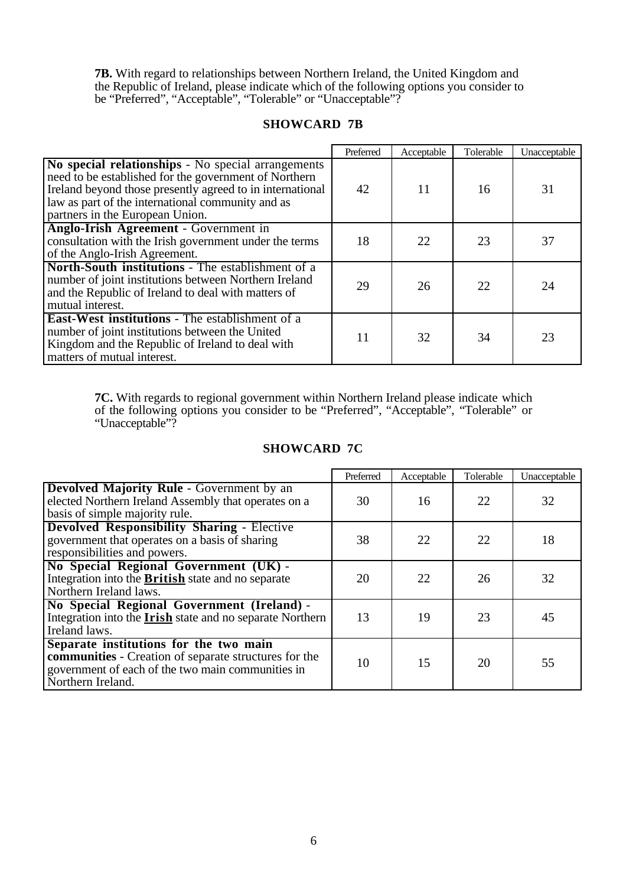**7B.** With regard to relationships between Northern Ireland, the United Kingdom and the Republic of Ireland, please indicate which of the following options you consider to be "Preferred", "Acceptable", "Tolerable" or "Unacceptable"?

## SHOWCARD 7B

| | Preferred | Acceptable | Tolerable | Unacceptable |
|---|---|---|---|---|
| **No special relationships** - No special arrangements need to be established for the government of Northern Ireland beyond those presently agreed to in international law as part of the international community and as partners in the European Union. | 42 | 11 | 16 | 31 |
| **Anglo-Irish Agreement** - Government in consultation with the Irish government under the terms of the Anglo-Irish Agreement. | 18 | 22 | 23 | 37 |
| **North-South institutions** - The establishment of a number of joint institutions between Northern Ireland and the Republic of Ireland to deal with matters of mutual interest. | 29 | 26 | 22 | 24 |
| **East-West institutions** - The establishment of a number of joint institutions between the United Kingdom and the Republic of Ireland to deal with matters of mutual interest. | 11 | 32 | 34 | 23 |

**7C.** With regards to regional government within Northern Ireland please indicate which of the following options you consider to be "Preferred", "Acceptable", "Tolerable" or "Unacceptable"?

## SHOWCARD 7C

| | Preferred | Acceptable | Tolerable | Unacceptable |
|---|---|---|---|---|
| **Devolved Majority Rule** - Government by an elected Northern Ireland Assembly that operates on a basis of simple majority rule. | 30 | 16 | 22 | 32 |
| **Devolved Responsibility Sharing** - Elective government that operates on a basis of sharing responsibilities and powers. | 38 | 22 | 22 | 18 |
| **No Special Regional Government (UK)** - Integration into the **British** state and no separate Northern Ireland laws. | 20 | 22 | 26 | 32 |
| **No Special Regional Government (Ireland)** - Integration into the **Irish** state and no separate Northern Ireland laws. | 13 | 19 | 23 | 45 |
| **Separate institutions for the two main communities** - Creation of separate structures for the government of each of the two main communities in Northern Ireland. | 10 | 15 | 20 | 55 |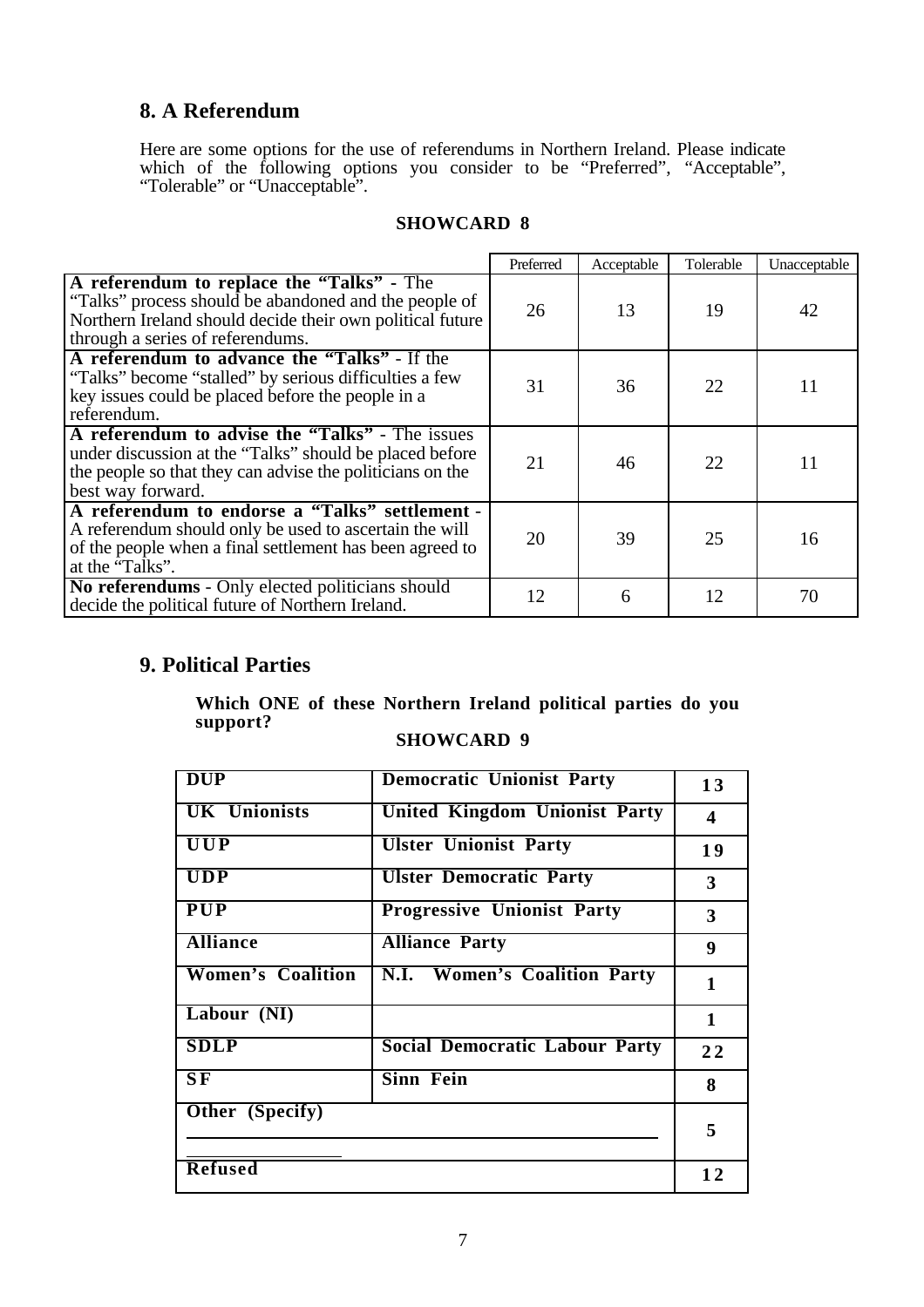## 8. A Referendum

Here are some options for the use of referendums in Northern Ireland. Please indicate which of the following options you consider to be "Preferred", "Acceptable", "Tolerable" or "Unacceptable".

**SHOWCARD 8**

| | Preferred | Acceptable | Tolerable | Unacceptable |
|---|---|---|---|---|
| **A referendum to replace the "Talks"** - The "Talks" process should be abandoned and the people of Northern Ireland should decide their own political future through a series of referendums. | 26 | 13 | 19 | 42 |
| **A referendum to advance the "Talks"** - If the "Talks" become "stalled" by serious difficulties a few key issues could be placed before the people in a referendum. | 31 | 36 | 22 | 11 |
| **A referendum to advise the "Talks"** - The issues under discussion at the "Talks" should be placed before the people so that they can advise the politicians on the best way forward. | 21 | 46 | 22 | 11 |
| **A referendum to endorse a "Talks" settlement** - A referendum should only be used to ascertain the will of the people when a final settlement has been agreed to at the "Talks". | 20 | 39 | 25 | 16 |
| **No referendums** - Only elected politicians should decide the political future of Northern Ireland. | 12 | 6 | 12 | 70 |

## 9. Political Parties

**Which ONE of these Northern Ireland political parties do you support?**

**SHOWCARD 9**

| | | |
|---|---|---|
| **DUP** | **Democratic Unionist Party** | **13** |
| **UK Unionists** | **United Kingdom Unionist Party** | **4** |
| **UUP** | **Ulster Unionist Party** | **19** |
| **UDP** | **Ulster Democratic Party** | **3** |
| **PUP** | **Progressive Unionist Party** | **3** |
| **Alliance** | **Alliance Party** | **9** |
| **Women's Coalition** | **N.I. Women's Coalition Party** | **1** |
| **Labour (NI)** | | **1** |
| **SDLP** | **Social Democratic Labour Party** | **22** |
| **SF** | **Sinn Fein** | **8** |
| **Other (Specify)** | | **5** |
| **Refused** | | **12** |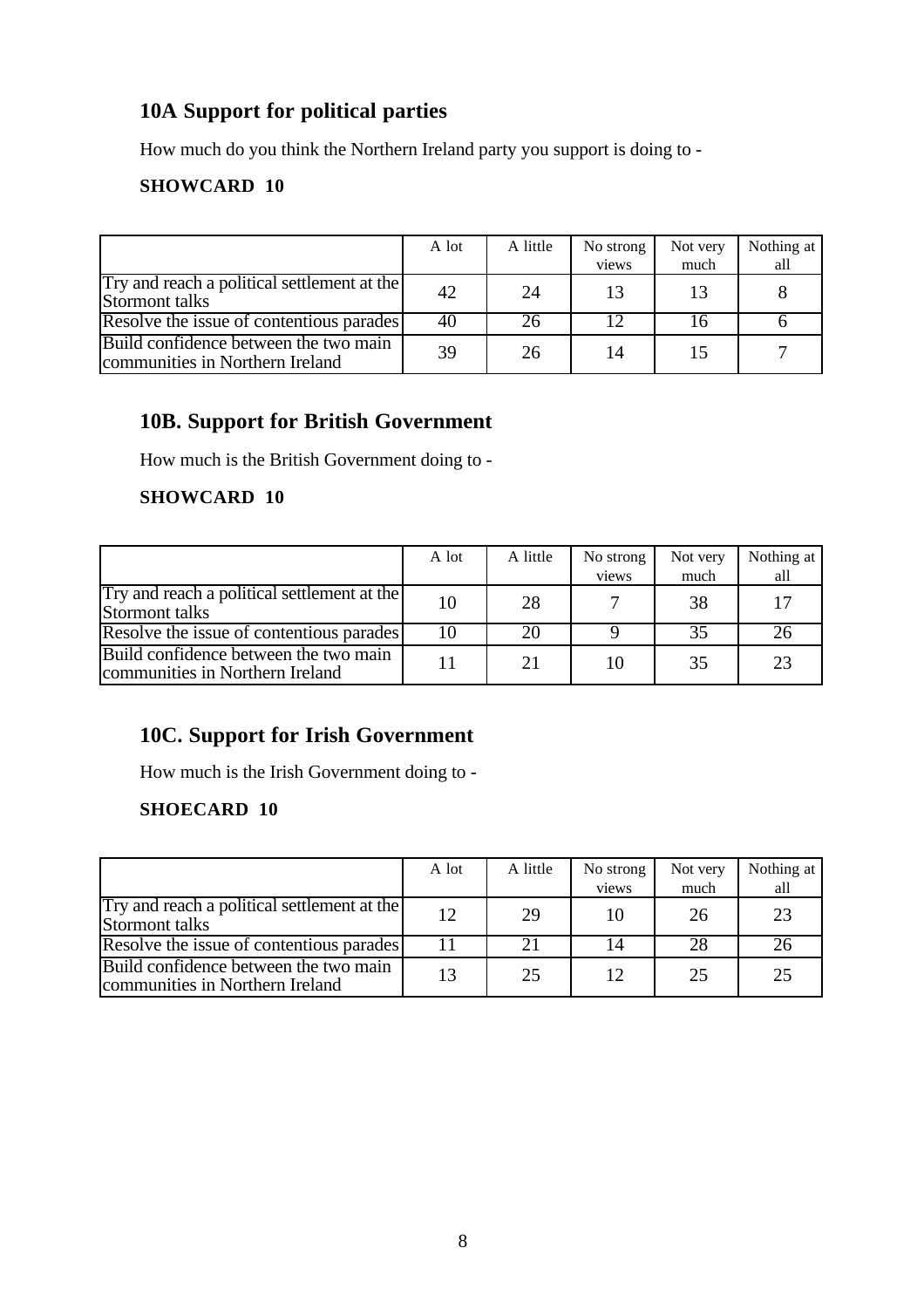## 10A Support for political parties

How much do you think the Northern Ireland party you support is doing to -

**SHOWCARD 10**

| | A lot | A little | No strong views | Not very much | Nothing at all |
|---|---|---|---|---|---|
| Try and reach a political settlement at the Stormont talks | 42 | 24 | 13 | 13 | 8 |
| Resolve the issue of contentious parades | 40 | 26 | 12 | 16 | 6 |
| Build confidence between the two main communities in Northern Ireland | 39 | 26 | 14 | 15 | 7 |

## 10B. Support for British Government

How much is the British Government doing to -

**SHOWCARD 10**

| | A lot | A little | No strong views | Not very much | Nothing at all |
|---|---|---|---|---|---|
| Try and reach a political settlement at the Stormont talks | 10 | 28 | 7 | 38 | 17 |
| Resolve the issue of contentious parades | 10 | 20 | 9 | 35 | 26 |
| Build confidence between the two main communities in Northern Ireland | 11 | 21 | 10 | 35 | 23 |

## 10C. Support for Irish Government

How much is the Irish Government doing to -

**SHOECARD 10**

| | A lot | A little | No strong views | Not very much | Nothing at all |
|---|---|---|---|---|---|
| Try and reach a political settlement at the Stormont talks | 12 | 29 | 10 | 26 | 23 |
| Resolve the issue of contentious parades | 11 | 21 | 14 | 28 | 26 |
| Build confidence between the two main communities in Northern Ireland | 13 | 25 | 12 | 25 | 25 |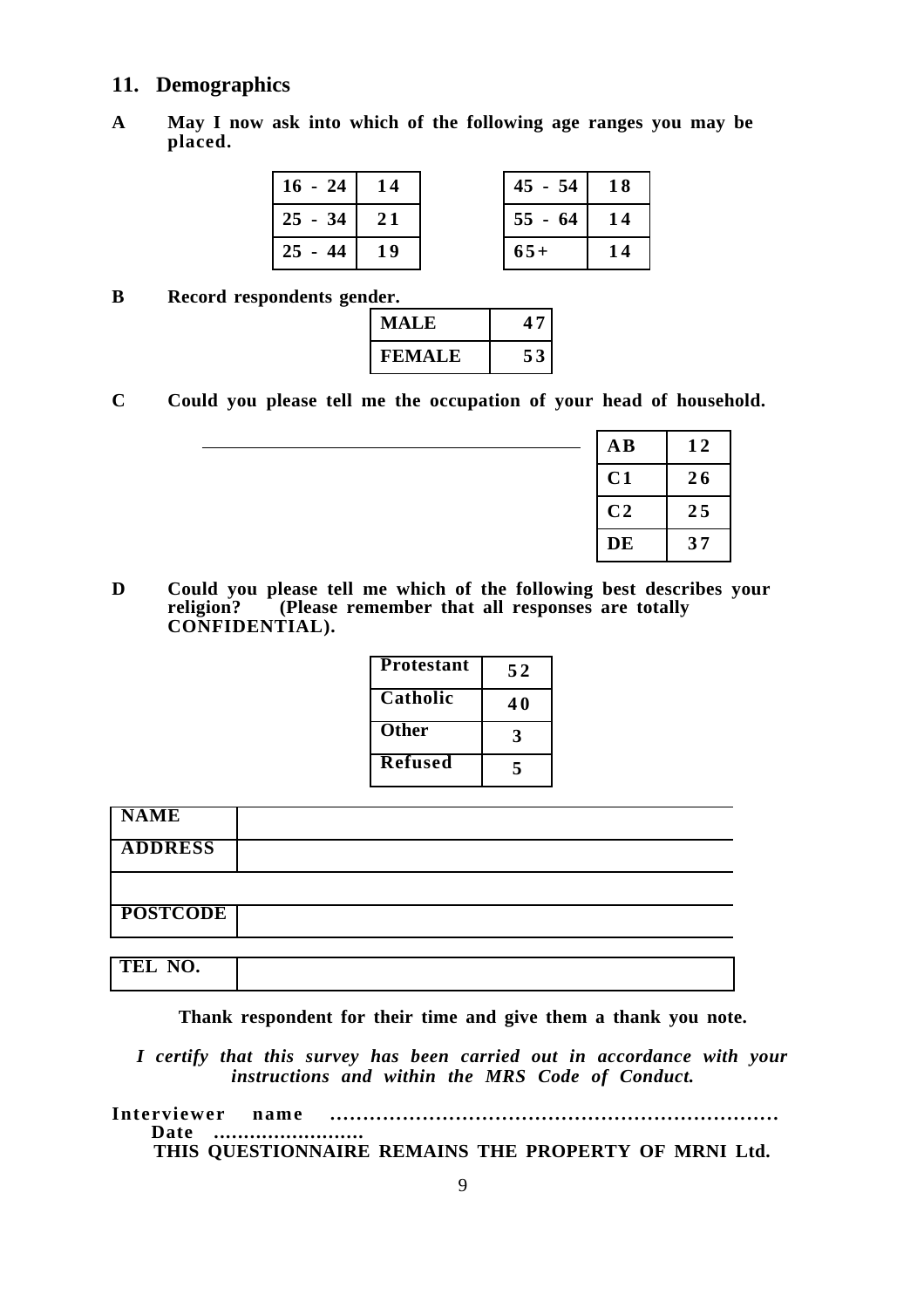## 11. Demographics

**A** **May I now ask into which of the following age ranges you may be placed.**

| | | | |
|---|---|---|---|
| 16 - 24 | 14 | 45 - 54 | 18 |
| 25 - 34 | 21 | 55 - 64 | 14 |
| 25 - 44 | 19 | 65+ | 14 |

**B** **Record respondents gender.**

| | |
|---|---|
| MALE | 47 |
| FEMALE | 53 |

**C** **Could you please tell me the occupation of your head of household.**

\_\_\_\_\_\_\_\_\_\_\_\_\_\_\_\_\_\_\_\_\_\_\_\_\_\_\_\_\_\_\_\_\_\_\_\_\_\_\_\_

| | |
|---|---|
| AB | 12 |
| C1 | 26 |
| C2 | 25 |
| DE | 37 |

**D** **Could you please tell me which of the following best describes your religion? (Please remember that all responses are totally CONFIDENTIAL).**

| | |
|---|---|
| Protestant | 52 |
| Catholic | 40 |
| Other | 3 |
| Refused | 5 |

| | |
|---|---|
| NAME | |
| ADDRESS | |
| | |
| POSTCODE | |

| | |
|---|---|
| TEL NO. | |

**Thank respondent for their time and give them a thank you note.**

***I certify that this survey has been carried out in accordance with your instructions and within the MRS Code of Conduct.***

**Interviewer name ..................................................................**
**Date ........................**
**THIS QUESTIONNAIRE REMAINS THE PROPERTY OF MRNI Ltd.**